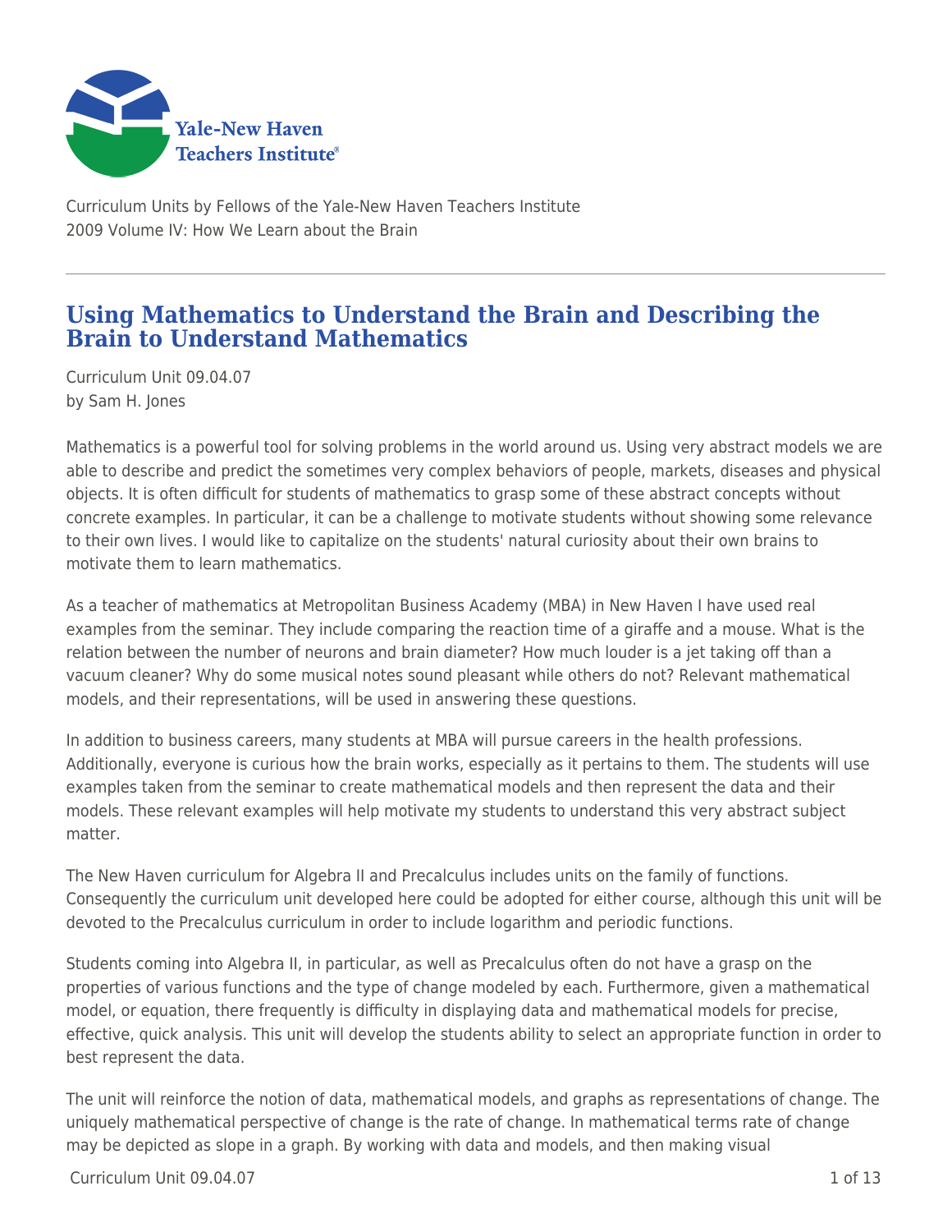Curriculum Units by Fellows of the Yale-New Haven Teachers Institute
2009 Volume IV: How We Learn about the Brain

# Using Mathematics to Understand the Brain and Describing the Brain to Understand Mathematics

Curriculum Unit 09.04.07
by Sam H. Jones

Mathematics is a powerful tool for solving problems in the world around us. Using very abstract models we are able to describe and predict the sometimes very complex behaviors of people, markets, diseases and physical objects. It is often difficult for students of mathematics to grasp some of these abstract concepts without concrete examples. In particular, it can be a challenge to motivate students without showing some relevance to their own lives. I would like to capitalize on the students' natural curiosity about their own brains to motivate them to learn mathematics.

As a teacher of mathematics at Metropolitan Business Academy (MBA) in New Haven I have used real examples from the seminar. They include comparing the reaction time of a giraffe and a mouse. What is the relation between the number of neurons and brain diameter? How much louder is a jet taking off than a vacuum cleaner? Why do some musical notes sound pleasant while others do not? Relevant mathematical models, and their representations, will be used in answering these questions.

In addition to business careers, many students at MBA will pursue careers in the health professions. Additionally, everyone is curious how the brain works, especially as it pertains to them. The students will use examples taken from the seminar to create mathematical models and then represent the data and their models. These relevant examples will help motivate my students to understand this very abstract subject matter.

The New Haven curriculum for Algebra II and Precalculus includes units on the family of functions. Consequently the curriculum unit developed here could be adopted for either course, although this unit will be devoted to the Precalculus curriculum in order to include logarithm and periodic functions.

Students coming into Algebra II, in particular, as well as Precalculus often do not have a grasp on the properties of various functions and the type of change modeled by each. Furthermore, given a mathematical model, or equation, there frequently is difficulty in displaying data and mathematical models for precise, effective, quick analysis. This unit will develop the students ability to select an appropriate function in order to best represent the data.

The unit will reinforce the notion of data, mathematical models, and graphs as representations of change. The uniquely mathematical perspective of change is the rate of change. In mathematical terms rate of change may be depicted as slope in a graph. By working with data and models, and then making visual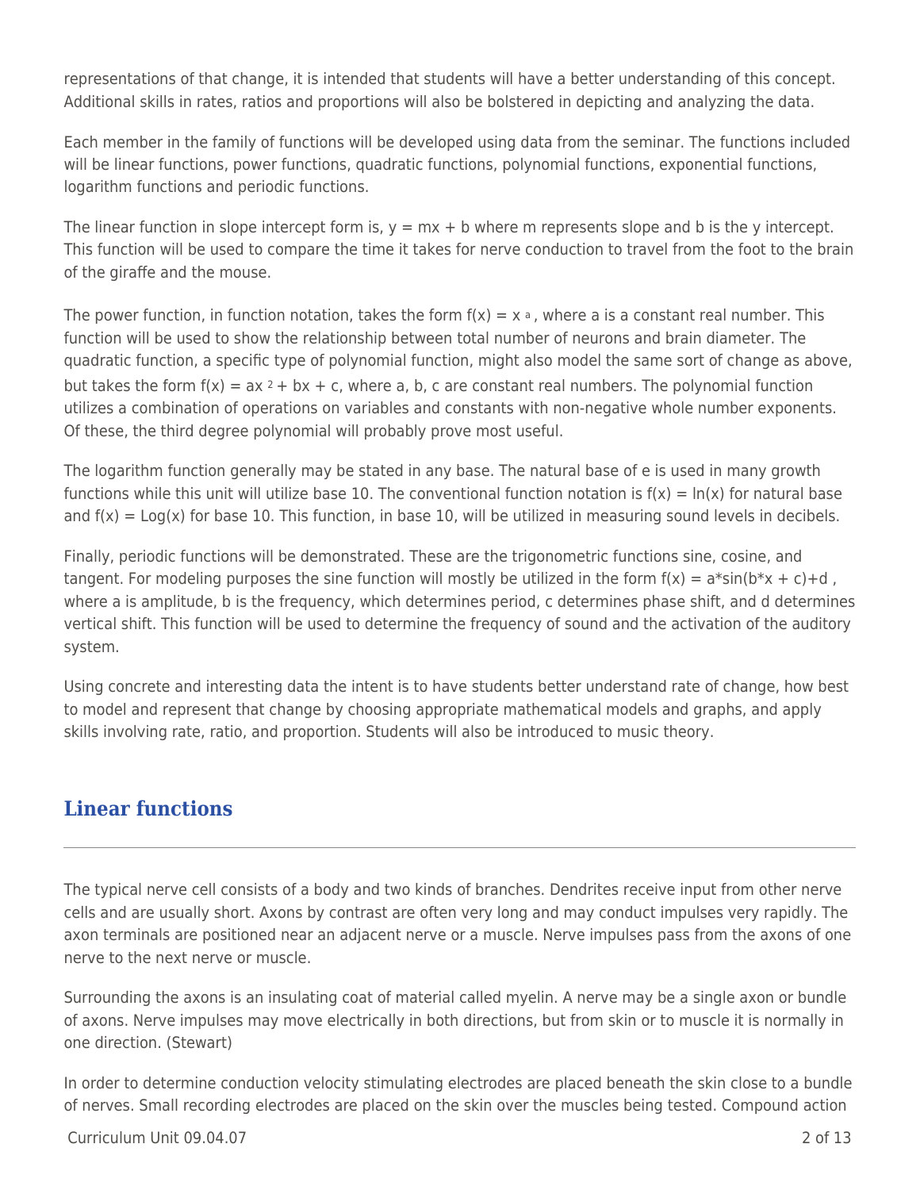representations of that change, it is intended that students will have a better understanding of this concept. Additional skills in rates, ratios and proportions will also be bolstered in depicting and analyzing the data.

Each member in the family of functions will be developed using data from the seminar. The functions included will be linear functions, power functions, quadratic functions, polynomial functions, exponential functions, logarithm functions and periodic functions.

The linear function in slope intercept form is, $y = mx + b$ where m represents slope and b is the y intercept. This function will be used to compare the time it takes for nerve conduction to travel from the foot to the brain of the giraffe and the mouse.

The power function, in function notation, takes the form $f(x) = x^a$, where a is a constant real number. This function will be used to show the relationship between total number of neurons and brain diameter. The quadratic function, a specific type of polynomial function, might also model the same sort of change as above, but takes the form $f(x) = ax^2 + bx + c$, where a, b, c are constant real numbers. The polynomial function utilizes a combination of operations on variables and constants with non-negative whole number exponents. Of these, the third degree polynomial will probably prove most useful.

The logarithm function generally may be stated in any base. The natural base of e is used in many growth functions while this unit will utilize base 10. The conventional function notation is $f(x) = \ln(x)$ for natural base and $f(x) = \text{Log}(x)$ for base 10. This function, in base 10, will be utilized in measuring sound levels in decibels.

Finally, periodic functions will be demonstrated. These are the trigonometric functions sine, cosine, and tangent. For modeling purposes the sine function will mostly be utilized in the form $f(x) = a*\sin(b*x + c)+d$, where a is amplitude, b is the frequency, which determines period, c determines phase shift, and d determines vertical shift. This function will be used to determine the frequency of sound and the activation of the auditory system.

Using concrete and interesting data the intent is to have students better understand rate of change, how best to model and represent that change by choosing appropriate mathematical models and graphs, and apply skills involving rate, ratio, and proportion. Students will also be introduced to music theory.

## Linear functions

The typical nerve cell consists of a body and two kinds of branches. Dendrites receive input from other nerve cells and are usually short. Axons by contrast are often very long and may conduct impulses very rapidly. The axon terminals are positioned near an adjacent nerve or a muscle. Nerve impulses pass from the axons of one nerve to the next nerve or muscle.

Surrounding the axons is an insulating coat of material called myelin. A nerve may be a single axon or bundle of axons. Nerve impulses may move electrically in both directions, but from skin or to muscle it is normally in one direction. (Stewart)

In order to determine conduction velocity stimulating electrodes are placed beneath the skin close to a bundle of nerves. Small recording electrodes are placed on the skin over the muscles being tested. Compound action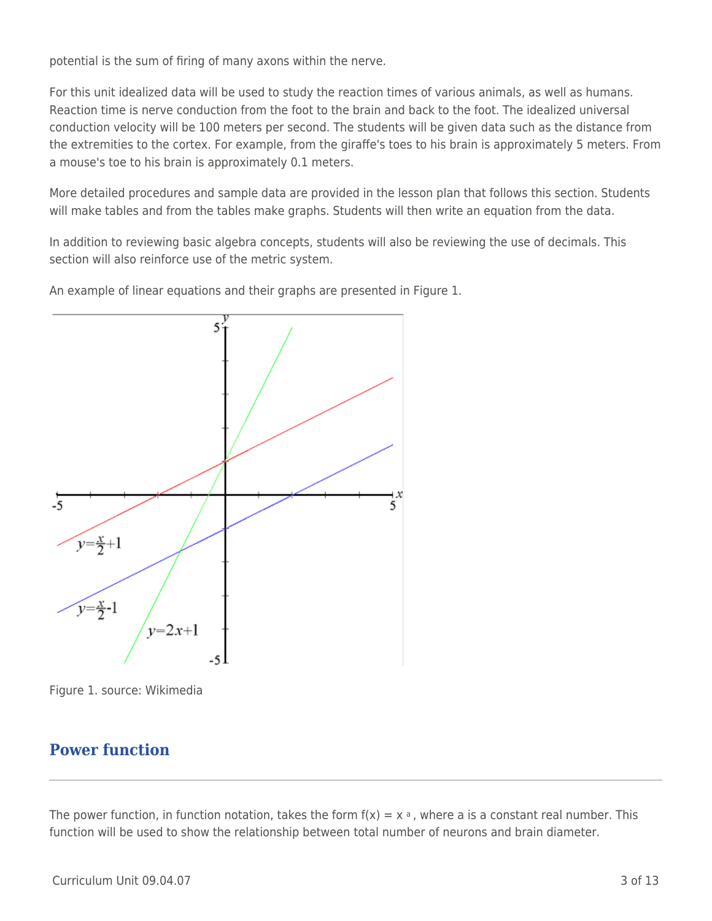potential is the sum of firing of many axons within the nerve.

For this unit idealized data will be used to study the reaction times of various animals, as well as humans. Reaction time is nerve conduction from the foot to the brain and back to the foot. The idealized universal conduction velocity will be 100 meters per second. The students will be given data such as the distance from the extremities to the cortex. For example, from the giraffe's toes to his brain is approximately 5 meters. From a mouse's toe to his brain is approximately 0.1 meters.

More detailed procedures and sample data are provided in the lesson plan that follows this section. Students will make tables and from the tables make graphs. Students will then write an equation from the data.

In addition to reviewing basic algebra concepts, students will also be reviewing the use of decimals. This section will also reinforce use of the metric system.

An example of linear equations and their graphs are presented in Figure 1.

Figure 1. source: Wikimedia

## Power function

The power function, in function notation, takes the form $f(x) = x^a$, where a is a constant real number. This function will be used to show the relationship between total number of neurons and brain diameter.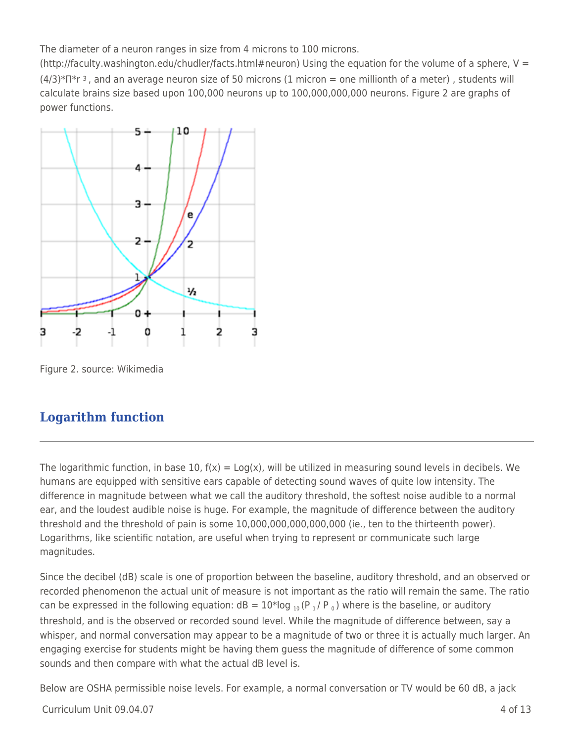The diameter of a neuron ranges in size from 4 microns to 100 microns. (http://faculty.washington.edu/chudler/facts.html#neuron) Using the equation for the volume of a sphere, $V = (4/3)*\Pi*r^3$, and an average neuron size of 50 microns (1 micron = one millionth of a meter) , students will calculate brains size based upon 100,000 neurons up to 100,000,000,000 neurons. Figure 2 are graphs of power functions.

Figure 2. source: Wikimedia

## Logarithm function

The logarithmic function, in base 10, f(x) = Log(x), will be utilized in measuring sound levels in decibels. We humans are equipped with sensitive ears capable of detecting sound waves of quite low intensity. The difference in magnitude between what we call the auditory threshold, the softest noise audible to a normal ear, and the loudest audible noise is huge. For example, the magnitude of difference between the auditory threshold and the threshold of pain is some 10,000,000,000,000,000 (ie., ten to the thirteenth power). Logarithms, like scientific notation, are useful when trying to represent or communicate such large magnitudes.

Since the decibel (dB) scale is one of proportion between the baseline, auditory threshold, and an observed or recorded phenomenon the actual unit of measure is not important as the ratio will remain the same. The ratio can be expressed in the following equation: $dB = 10*\log_{10}(P_1 / P_0)$ where is the baseline, or auditory threshold, and is the observed or recorded sound level. While the magnitude of difference between, say a whisper, and normal conversation may appear to be a magnitude of two or three it is actually much larger. An engaging exercise for students might be having them guess the magnitude of difference of some common sounds and then compare with what the actual dB level is.

Below are OSHA permissible noise levels. For example, a normal conversation or TV would be 60 dB, a jack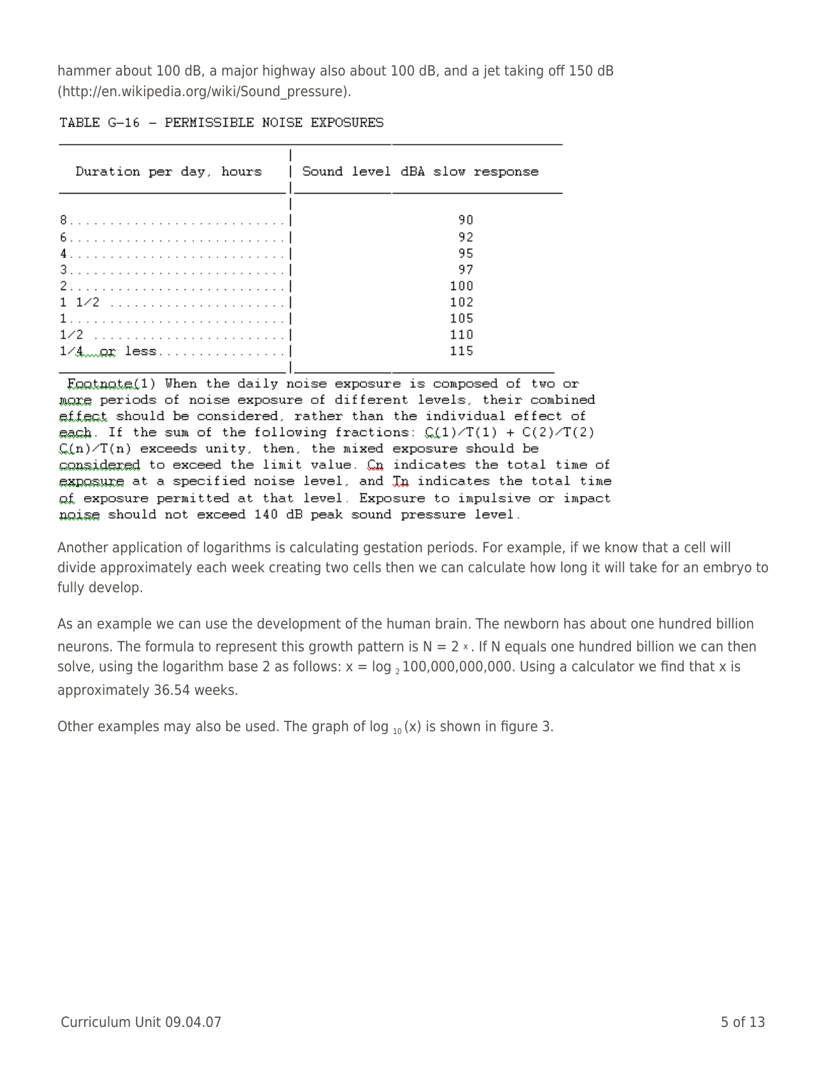hammer about 100 dB, a major highway also about 100 dB, and a jet taking off 150 dB (http://en.wikipedia.org/wiki/Sound_pressure).

TABLE G-16 – PERMISSIBLE NOISE EXPOSURES

| Duration per day, hours | Sound level dBA slow response |
|---|---|
| 8 | 90 |
| 6 | 92 |
| 4 | 95 |
| 3 | 97 |
| 2 | 100 |
| 1 1/2 | 102 |
| 1 | 105 |
| 1/2 | 110 |
| 1/4 or less | 115 |

Footnote(1) When the daily noise exposure is composed of two or more periods of noise exposure of different levels, their combined effect should be considered, rather than the individual effect of each. If the sum of the following fractions: C(1)/T(1) + C(2)/T(2) C(n)/T(n) exceeds unity, then, the mixed exposure should be considered to exceed the limit value. Cn indicates the total time of exposure at a specified noise level, and Tn indicates the total time of exposure permitted at that level. Exposure to impulsive or impact noise should not exceed 140 dB peak sound pressure level.

Another application of logarithms is calculating gestation periods. For example, if we know that a cell will divide approximately each week creating two cells then we can calculate how long it will take for an embryo to fully develop.

As an example we can use the development of the human brain. The newborn has about one hundred billion neurons. The formula to represent this growth pattern is $N = 2^x$. If N equals one hundred billion we can then solve, using the logarithm base 2 as follows: $x = \log_2 100{,}000{,}000{,}000$. Using a calculator we find that x is approximately 36.54 weeks.

Other examples may also be used. The graph of $\log_{10}(x)$ is shown in figure 3.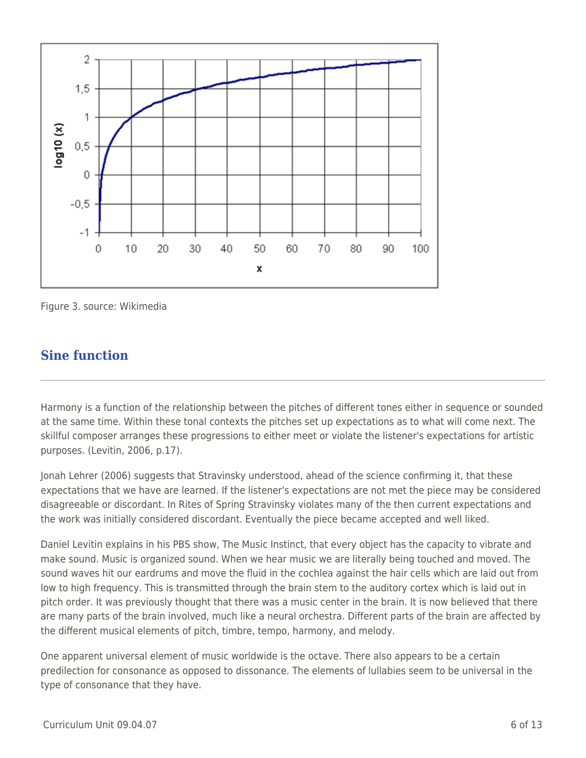Figure 3. source: Wikimedia

## Sine function

Harmony is a function of the relationship between the pitches of different tones either in sequence or sounded at the same time. Within these tonal contexts the pitches set up expectations as to what will come next. The skillful composer arranges these progressions to either meet or violate the listener's expectations for artistic purposes. (Levitin, 2006, p.17).

Jonah Lehrer (2006) suggests that Stravinsky understood, ahead of the science confirming it, that these expectations that we have are learned. If the listener's expectations are not met the piece may be considered disagreeable or discordant. In Rites of Spring Stravinsky violates many of the then current expectations and the work was initially considered discordant. Eventually the piece became accepted and well liked.

Daniel Levitin explains in his PBS show, The Music Instinct, that every object has the capacity to vibrate and make sound. Music is organized sound. When we hear music we are literally being touched and moved. The sound waves hit our eardrums and move the fluid in the cochlea against the hair cells which are laid out from low to high frequency. This is transmitted through the brain stem to the auditory cortex which is laid out in pitch order. It was previously thought that there was a music center in the brain. It is now believed that there are many parts of the brain involved, much like a neural orchestra. Different parts of the brain are affected by the different musical elements of pitch, timbre, tempo, harmony, and melody.

One apparent universal element of music worldwide is the octave. There also appears to be a certain predilection for consonance as opposed to dissonance. The elements of lullabies seem to be universal in the type of consonance that they have.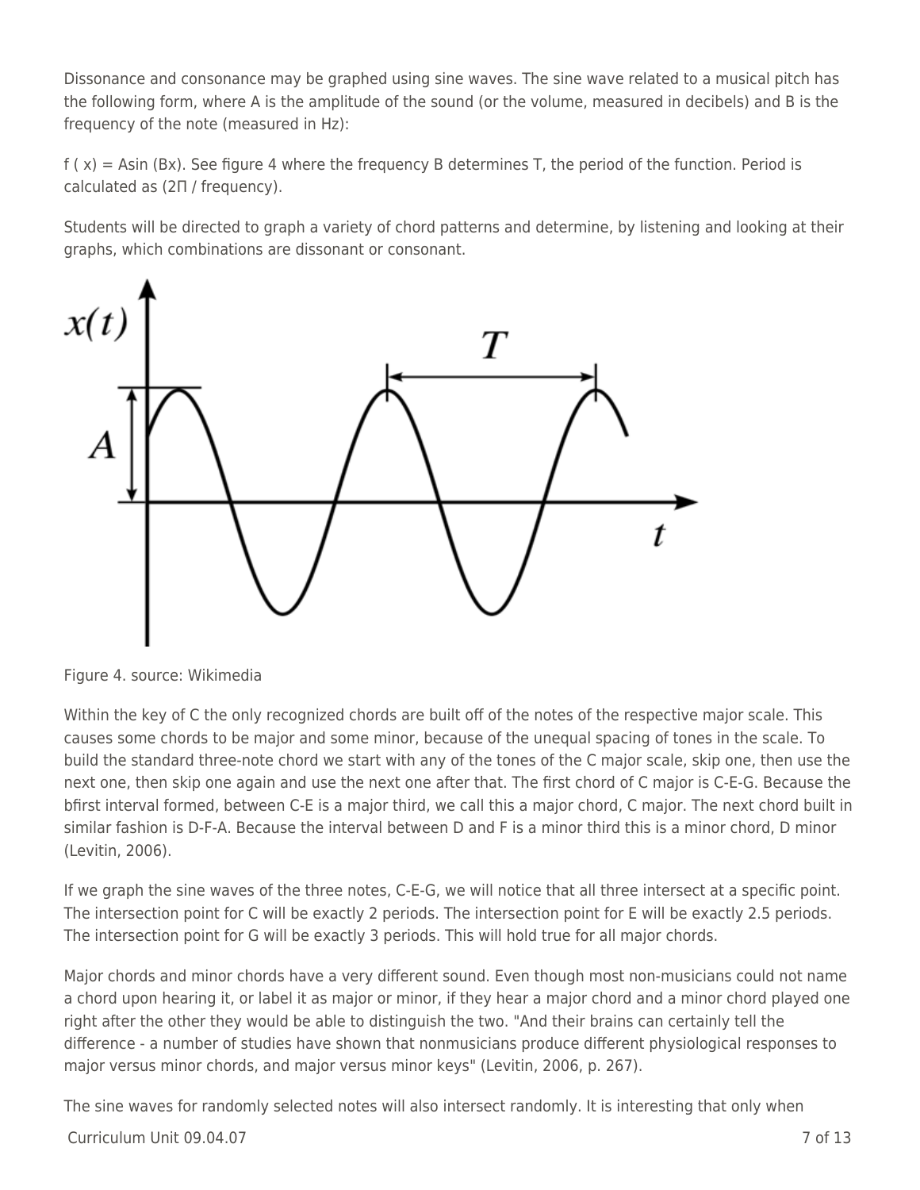Dissonance and consonance may be graphed using sine waves. The sine wave related to a musical pitch has the following form, where A is the amplitude of the sound (or the volume, measured in decibels) and B is the frequency of the note (measured in Hz):

$f(x) = A\sin(Bx)$. See figure 4 where the frequency B determines T, the period of the function. Period is calculated as ($2\Pi$ / frequency).

Students will be directed to graph a variety of chord patterns and determine, by listening and looking at their graphs, which combinations are dissonant or consonant.

Figure 4. source: Wikimedia

Within the key of C the only recognized chords are built off of the notes of the respective major scale. This causes some chords to be major and some minor, because of the unequal spacing of tones in the scale. To build the standard three-note chord we start with any of the tones of the C major scale, skip one, then use the next one, then skip one again and use the next one after that. The first chord of C major is C-E-G. Because the bfirst interval formed, between C-E is a major third, we call this a major chord, C major. The next chord built in similar fashion is D-F-A. Because the interval between D and F is a minor third this is a minor chord, D minor (Levitin, 2006).

If we graph the sine waves of the three notes, C-E-G, we will notice that all three intersect at a specific point. The intersection point for C will be exactly 2 periods. The intersection point for E will be exactly 2.5 periods. The intersection point for G will be exactly 3 periods. This will hold true for all major chords.

Major chords and minor chords have a very different sound. Even though most non-musicians could not name a chord upon hearing it, or label it as major or minor, if they hear a major chord and a minor chord played one right after the other they would be able to distinguish the two. "And their brains can certainly tell the difference - a number of studies have shown that nonmusicians produce different physiological responses to major versus minor chords, and major versus minor keys" (Levitin, 2006, p. 267).

The sine waves for randomly selected notes will also intersect randomly. It is interesting that only when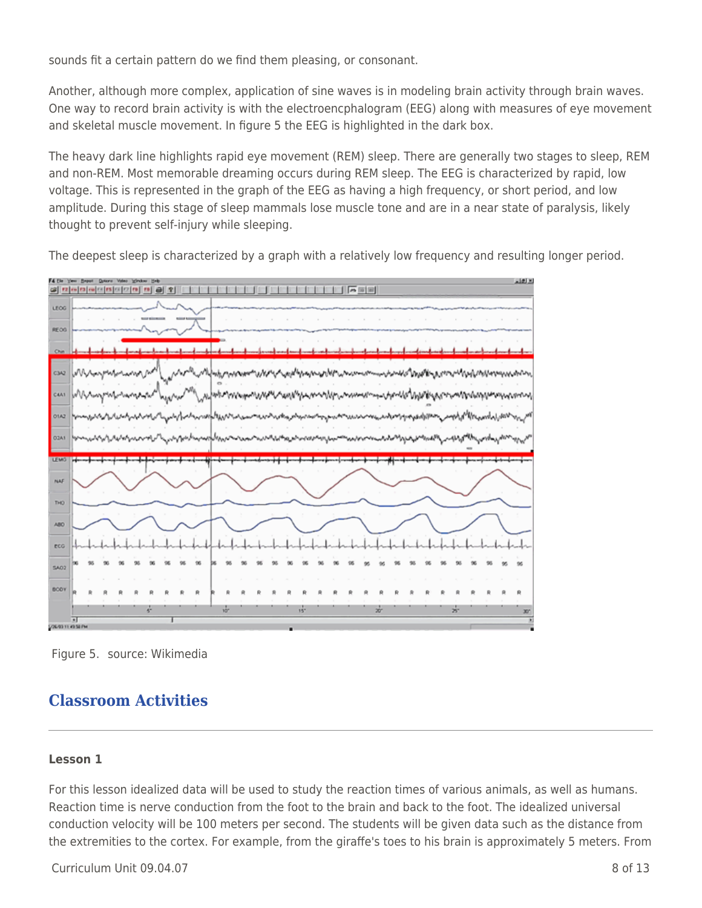sounds fit a certain pattern do we find them pleasing, or consonant.

Another, although more complex, application of sine waves is in modeling brain activity through brain waves. One way to record brain activity is with the electroencphalogram (EEG) along with measures of eye movement and skeletal muscle movement. In figure 5 the EEG is highlighted in the dark box.

The heavy dark line highlights rapid eye movement (REM) sleep. There are generally two stages to sleep, REM and non-REM. Most memorable dreaming occurs during REM sleep. The EEG is characterized by rapid, low voltage. This is represented in the graph of the EEG as having a high frequency, or short period, and low amplitude. During this stage of sleep mammals lose muscle tone and are in a near state of paralysis, likely thought to prevent self-injury while sleeping.

The deepest sleep is characterized by a graph with a relatively low frequency and resulting longer period.

Figure 5. source: Wikimedia

## Classroom Activities

### Lesson 1

For this lesson idealized data will be used to study the reaction times of various animals, as well as humans. Reaction time is nerve conduction from the foot to the brain and back to the foot. The idealized universal conduction velocity will be 100 meters per second. The students will be given data such as the distance from the extremities to the cortex. For example, from the giraffe's toes to his brain is approximately 5 meters. From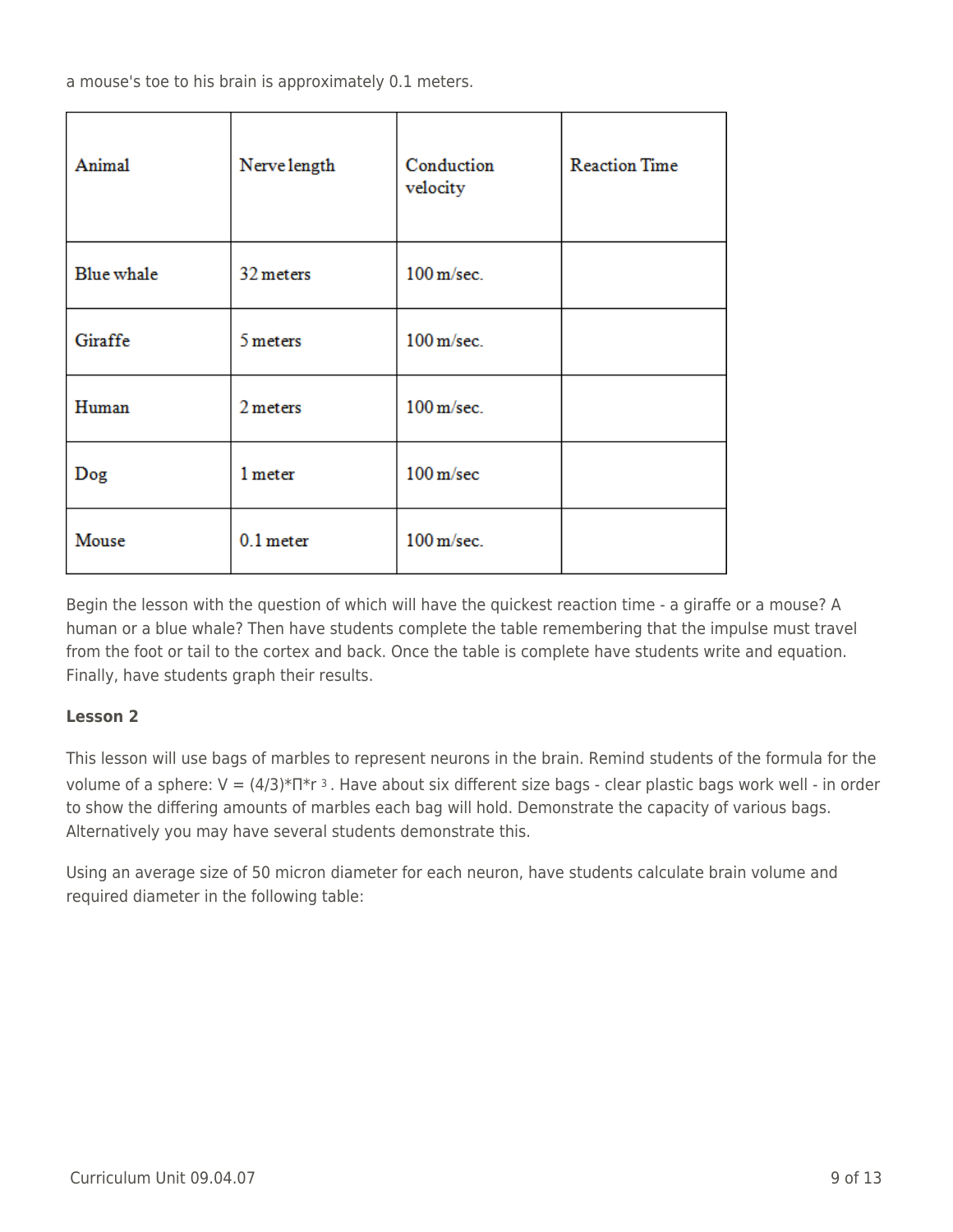a mouse's toe to his brain is approximately 0.1 meters.

| Animal | Nerve length | Conduction velocity | Reaction Time |
|---|---|---|---|
| Blue whale | 32 meters | 100 m/sec. | |
| Giraffe | 5 meters | 100 m/sec. | |
| Human | 2 meters | 100 m/sec. | |
| Dog | 1 meter | 100 m/sec | |
| Mouse | 0.1 meter | 100 m/sec. | |

Begin the lesson with the question of which will have the quickest reaction time - a giraffe or a mouse? A human or a blue whale? Then have students complete the table remembering that the impulse must travel from the foot or tail to the cortex and back. Once the table is complete have students write and equation. Finally, have students graph their results.

**Lesson 2**

This lesson will use bags of marbles to represent neurons in the brain. Remind students of the formula for the volume of a sphere: $V = (4/3)*\Pi*r^3$. Have about six different size bags - clear plastic bags work well - in order to show the differing amounts of marbles each bag will hold. Demonstrate the capacity of various bags. Alternatively you may have several students demonstrate this.

Using an average size of 50 micron diameter for each neuron, have students calculate brain volume and required diameter in the following table: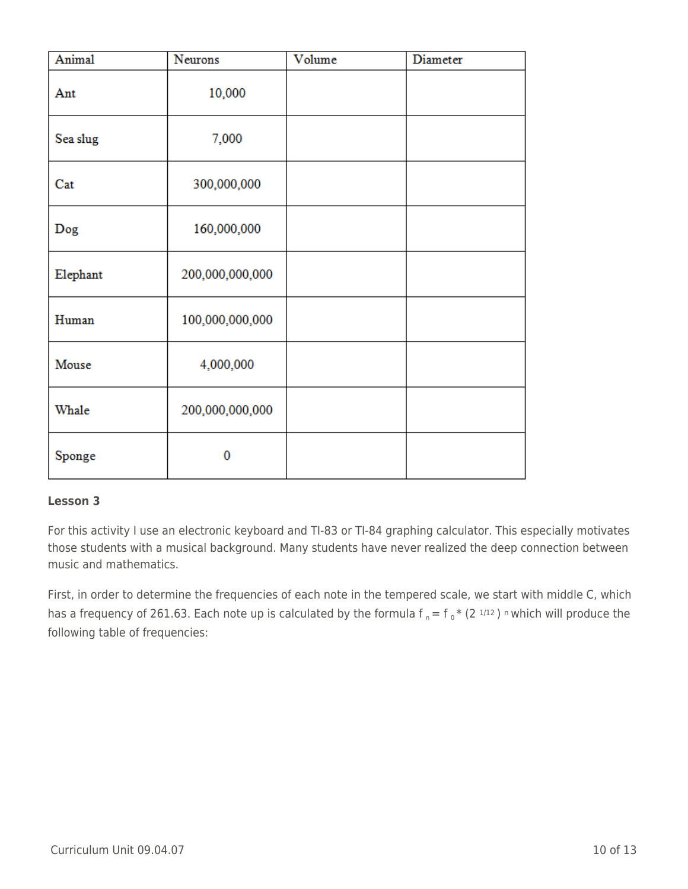| Animal | Neurons | Volume | Diameter |
| --- | --- | --- | --- |
| Ant | 10,000 | | |
| Sea slug | 7,000 | | |
| Cat | 300,000,000 | | |
| Dog | 160,000,000 | | |
| Elephant | 200,000,000,000 | | |
| Human | 100,000,000,000 | | |
| Mouse | 4,000,000 | | |
| Whale | 200,000,000,000 | | |
| Sponge | 0 | | |

**Lesson 3**

For this activity I use an electronic keyboard and TI-83 or TI-84 graphing calculator. This especially motivates those students with a musical background. Many students have never realized the deep connection between music and mathematics.

First, in order to determine the frequencies of each note in the tempered scale, we start with middle C, which has a frequency of 261.63. Each note up is calculated by the formula $f_n = f_0 * (2^{1/12})^n$ which will produce the following table of frequencies: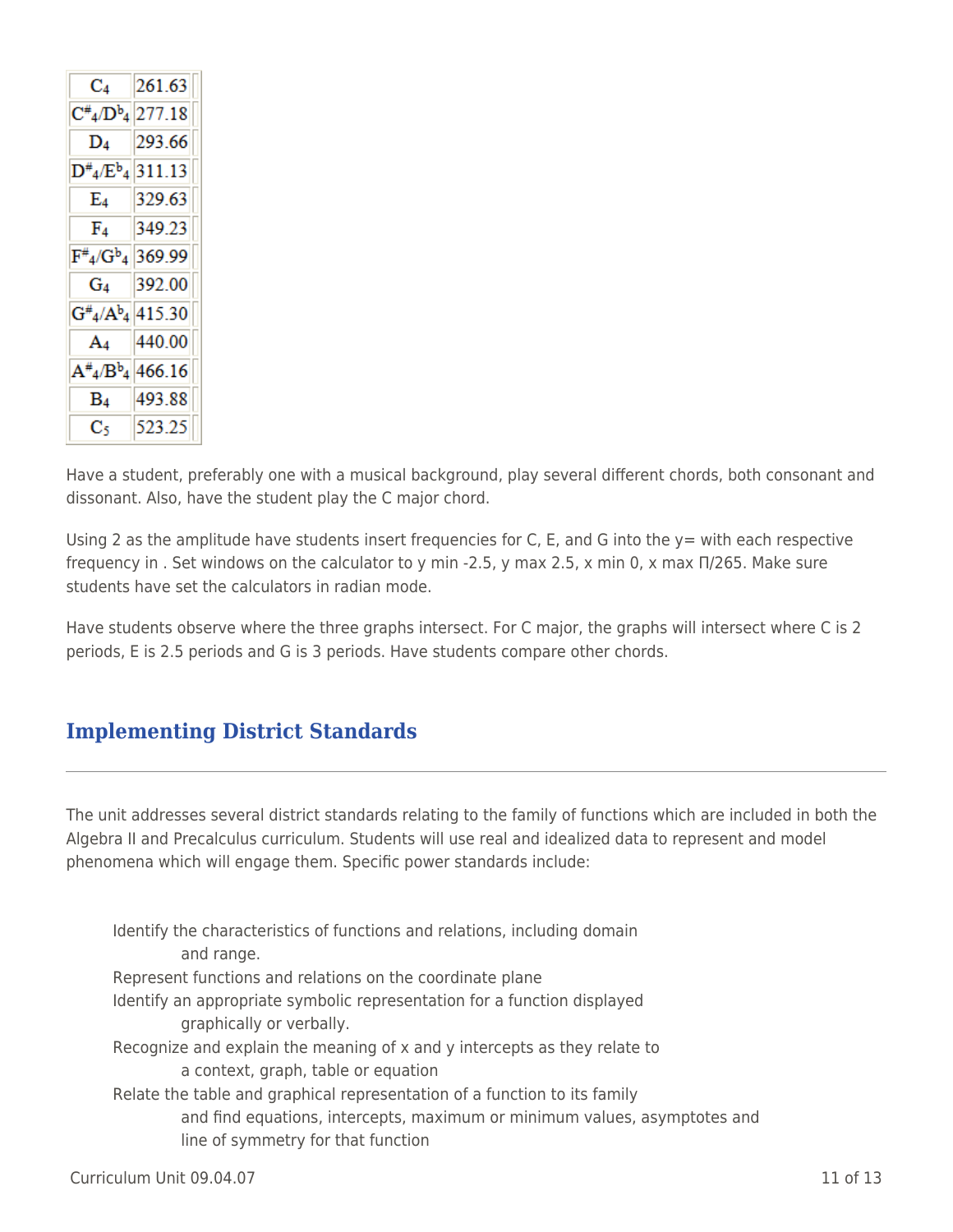| Note | Frequency |
| --- | --- |
| $C_4$ | 261.63 |
| $C^{\#}_4/D^{b}_4$ | 277.18 |
| $D_4$ | 293.66 |
| $D^{\#}_4/E^{b}_4$ | 311.13 |
| $E_4$ | 329.63 |
| $F_4$ | 349.23 |
| $F^{\#}_4/G^{b}_4$ | 369.99 |
| $G_4$ | 392.00 |
| $G^{\#}_4/A^{b}_4$ | 415.30 |
| $A_4$ | 440.00 |
| $A^{\#}_4/B^{b}_4$ | 466.16 |
| $B_4$ | 493.88 |
| $C_5$ | 523.25 |

Have a student, preferably one with a musical background, play several different chords, both consonant and dissonant. Also, have the student play the C major chord.

Using 2 as the amplitude have students insert frequencies for C, E, and G into the y= with each respective frequency in . Set windows on the calculator to y min -2.5, y max 2.5, x min 0, x max Π/265. Make sure students have set the calculators in radian mode.

Have students observe where the three graphs intersect. For C major, the graphs will intersect where C is 2 periods, E is 2.5 periods and G is 3 periods. Have students compare other chords.

## Implementing District Standards

The unit addresses several district standards relating to the family of functions which are included in both the Algebra II and Precalculus curriculum. Students will use real and idealized data to represent and model phenomena which will engage them. Specific power standards include:

- Identify the characteristics of functions and relations, including domain and range.
- Represent functions and relations on the coordinate plane
- Identify an appropriate symbolic representation for a function displayed graphically or verbally.
- Recognize and explain the meaning of x and y intercepts as they relate to a context, graph, table or equation
- Relate the table and graphical representation of a function to its family and find equations, intercepts, maximum or minimum values, asymptotes and line of symmetry for that function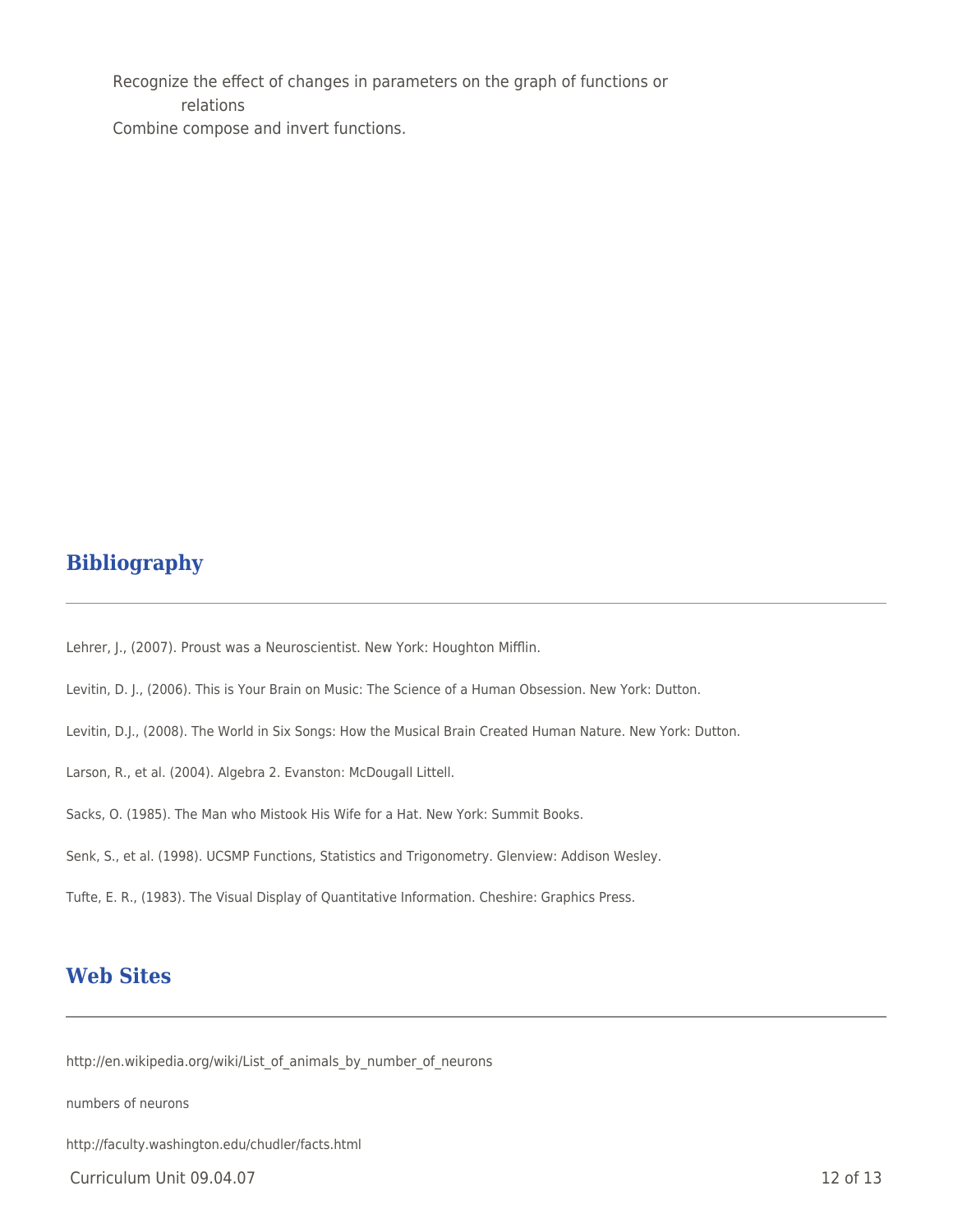Recognize the effect of changes in parameters on the graph of functions or relations

Combine compose and invert functions.

## Bibliography

Lehrer, J., (2007). Proust was a Neuroscientist. New York: Houghton Mifflin.

Levitin, D. J., (2006). This is Your Brain on Music: The Science of a Human Obsession. New York: Dutton.

Levitin, D.J., (2008). The World in Six Songs: How the Musical Brain Created Human Nature. New York: Dutton.

Larson, R., et al. (2004). Algebra 2. Evanston: McDougall Littell.

Sacks, O. (1985). The Man who Mistook His Wife for a Hat. New York: Summit Books.

Senk, S., et al. (1998). UCSMP Functions, Statistics and Trigonometry. Glenview: Addison Wesley.

Tufte, E. R., (1983). The Visual Display of Quantitative Information. Cheshire: Graphics Press.

## Web Sites

http://en.wikipedia.org/wiki/List_of_animals_by_number_of_neurons

numbers of neurons

http://faculty.washington.edu/chudler/facts.html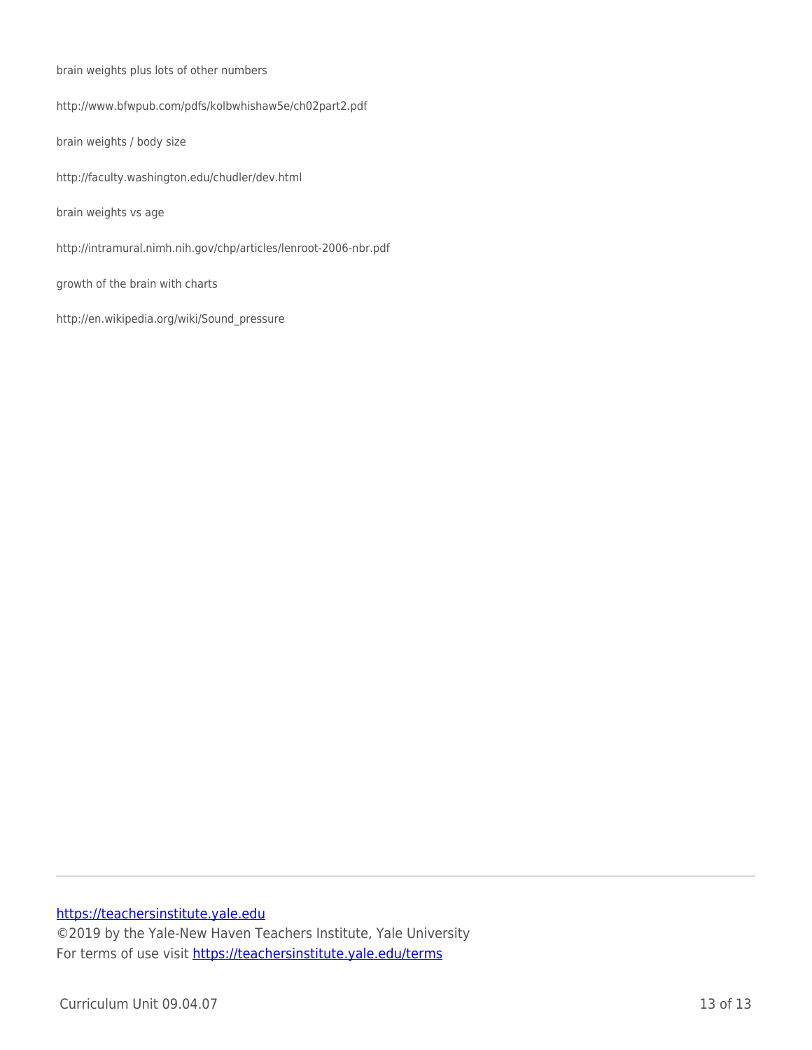brain weights plus lots of other numbers

http://www.bfwpub.com/pdfs/kolbwhishaw5e/ch02part2.pdf

brain weights / body size

http://faculty.washington.edu/chudler/dev.html

brain weights vs age

http://intramural.nimh.nih.gov/chp/articles/lenroot-2006-nbr.pdf

growth of the brain with charts

http://en.wikipedia.org/wiki/Sound_pressure